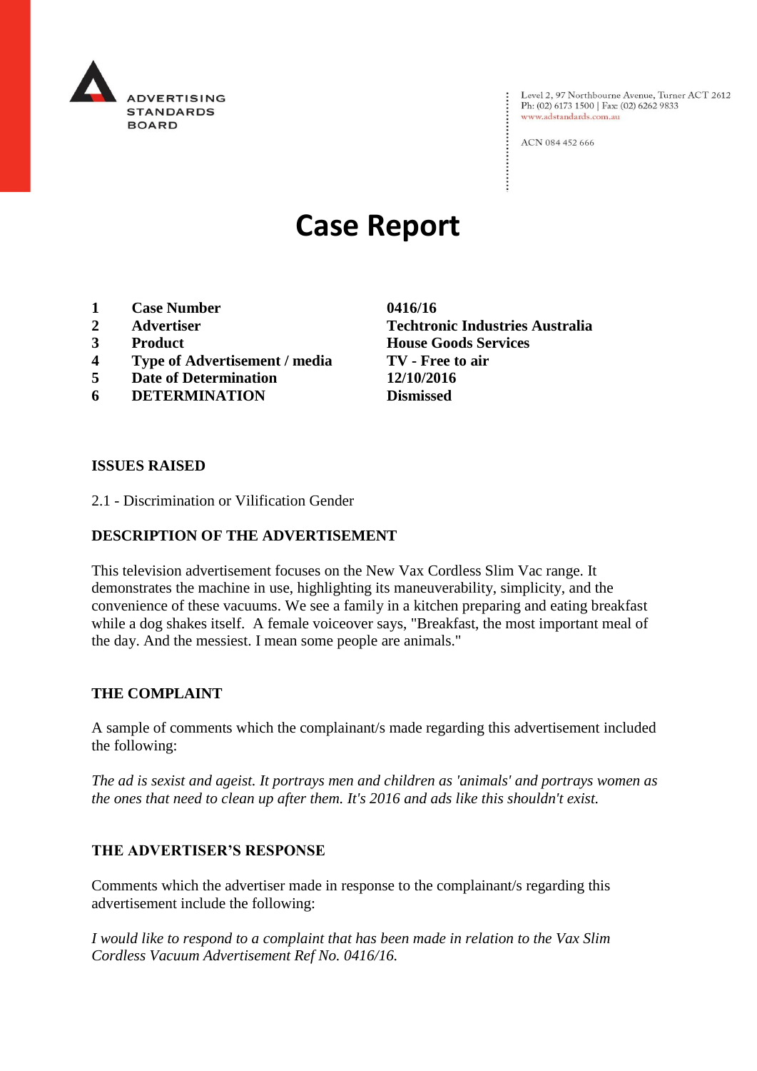ADVERTISING STANDARDS BOARD

Level 2, 97 Northbourne Avenue, Turner ACT 2612
Ph: (02) 6173 1500 | Fax: (02) 6262 9833
www.adstandards.com.au

ACN 084 452 666

# Case Report

| | | |
|---|---|---|
| **1** | **Case Number** | **0416/16** |
| **2** | **Advertiser** | **Techtronic Industries Australia** |
| **3** | **Product** | **House Goods Services** |
| **4** | **Type of Advertisement / media** | **TV - Free to air** |
| **5** | **Date of Determination** | **12/10/2016** |
| **6** | **DETERMINATION** | **Dismissed** |

## ISSUES RAISED

2.1 - Discrimination or Vilification Gender

## DESCRIPTION OF THE ADVERTISEMENT

This television advertisement focuses on the New Vax Cordless Slim Vac range. It demonstrates the machine in use, highlighting its maneuverability, simplicity, and the convenience of these vacuums. We see a family in a kitchen preparing and eating breakfast while a dog shakes itself. A female voiceover says, "Breakfast, the most important meal of the day. And the messiest. I mean some people are animals."

## THE COMPLAINT

A sample of comments which the complainant/s made regarding this advertisement included the following:

*The ad is sexist and ageist. It portrays men and children as 'animals' and portrays women as the ones that need to clean up after them. It's 2016 and ads like this shouldn't exist.*

## THE ADVERTISER'S RESPONSE

Comments which the advertiser made in response to the complainant/s regarding this advertisement include the following:

*I would like to respond to a complaint that has been made in relation to the Vax Slim Cordless Vacuum Advertisement Ref No. 0416/16.*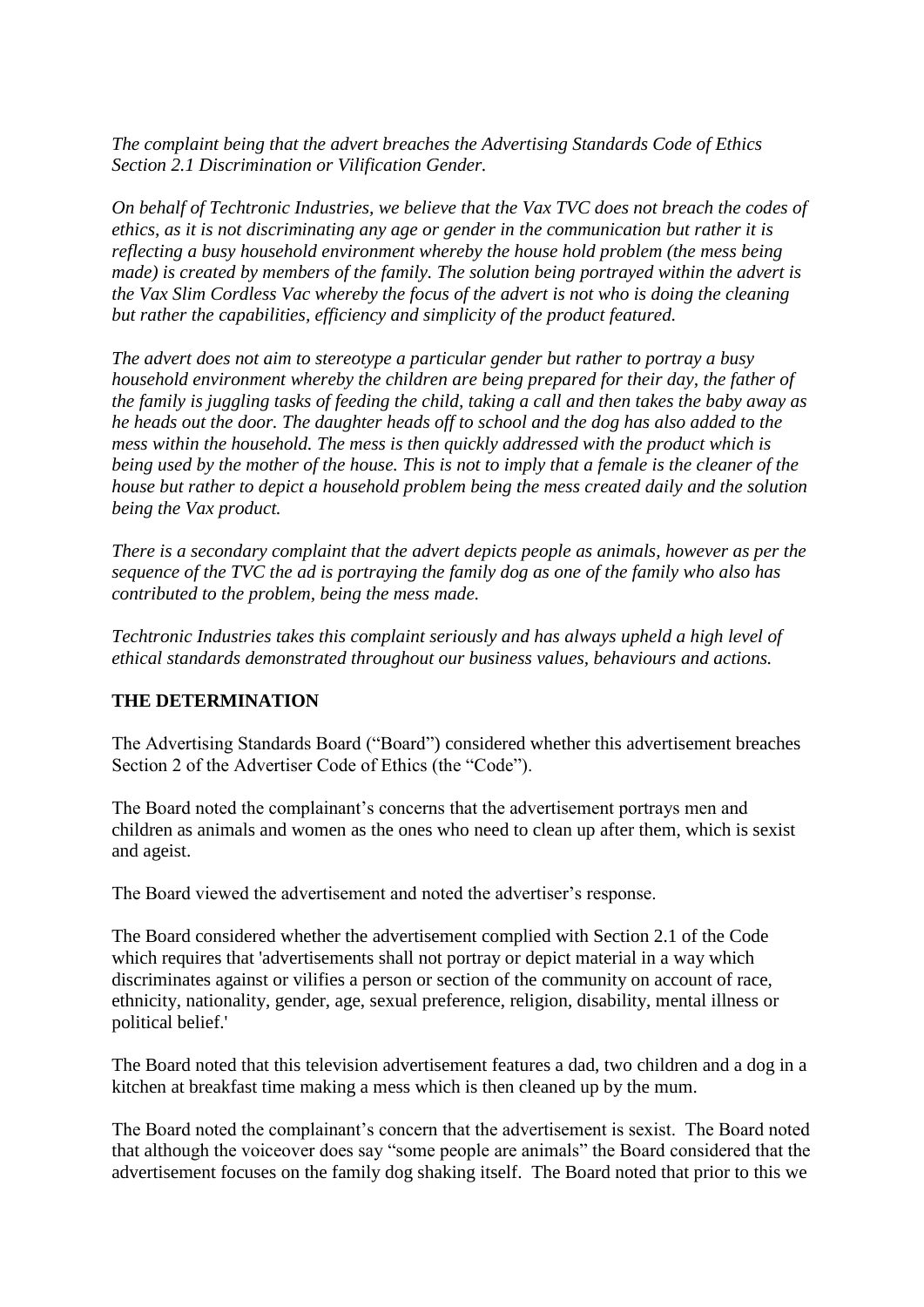*The complaint being that the advert breaches the Advertising Standards Code of Ethics Section 2.1 Discrimination or Vilification Gender.*

*On behalf of Techtronic Industries, we believe that the Vax TVC does not breach the codes of ethics, as it is not discriminating any age or gender in the communication but rather it is reflecting a busy household environment whereby the house hold problem (the mess being made) is created by members of the family. The solution being portrayed within the advert is the Vax Slim Cordless Vac whereby the focus of the advert is not who is doing the cleaning but rather the capabilities, efficiency and simplicity of the product featured.*

*The advert does not aim to stereotype a particular gender but rather to portray a busy household environment whereby the children are being prepared for their day, the father of the family is juggling tasks of feeding the child, taking a call and then takes the baby away as he heads out the door. The daughter heads off to school and the dog has also added to the mess within the household. The mess is then quickly addressed with the product which is being used by the mother of the house. This is not to imply that a female is the cleaner of the house but rather to depict a household problem being the mess created daily and the solution being the Vax product.*

*There is a secondary complaint that the advert depicts people as animals, however as per the sequence of the TVC the ad is portraying the family dog as one of the family who also has contributed to the problem, being the mess made.*

*Techtronic Industries takes this complaint seriously and has always upheld a high level of ethical standards demonstrated throughout our business values, behaviours and actions.*

**THE DETERMINATION**

The Advertising Standards Board ("Board") considered whether this advertisement breaches Section 2 of the Advertiser Code of Ethics (the "Code").

The Board noted the complainant's concerns that the advertisement portrays men and children as animals and women as the ones who need to clean up after them, which is sexist and ageist.

The Board viewed the advertisement and noted the advertiser's response.

The Board considered whether the advertisement complied with Section 2.1 of the Code which requires that 'advertisements shall not portray or depict material in a way which discriminates against or vilifies a person or section of the community on account of race, ethnicity, nationality, gender, age, sexual preference, religion, disability, mental illness or political belief.'

The Board noted that this television advertisement features a dad, two children and a dog in a kitchen at breakfast time making a mess which is then cleaned up by the mum.

The Board noted the complainant's concern that the advertisement is sexist. The Board noted that although the voiceover does say "some people are animals" the Board considered that the advertisement focuses on the family dog shaking itself. The Board noted that prior to this we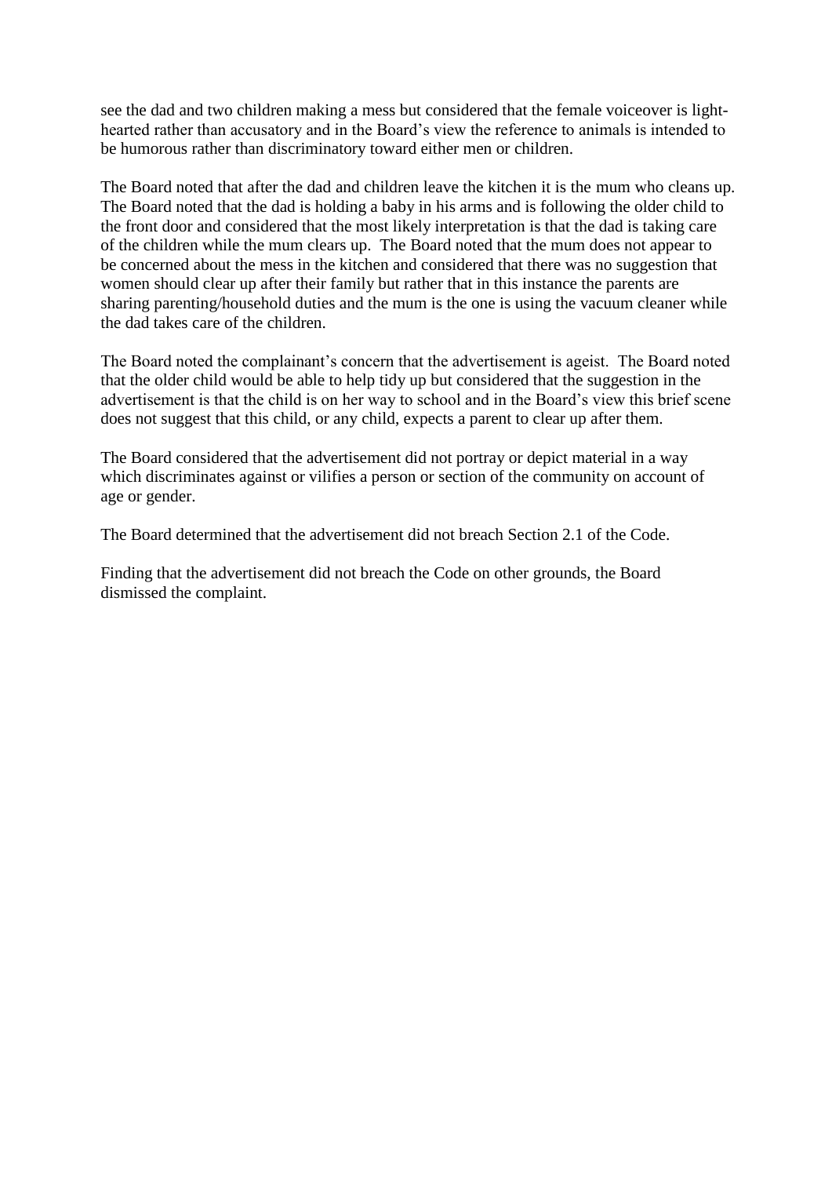see the dad and two children making a mess but considered that the female voiceover is light-hearted rather than accusatory and in the Board's view the reference to animals is intended to be humorous rather than discriminatory toward either men or children.

The Board noted that after the dad and children leave the kitchen it is the mum who cleans up. The Board noted that the dad is holding a baby in his arms and is following the older child to the front door and considered that the most likely interpretation is that the dad is taking care of the children while the mum clears up. The Board noted that the mum does not appear to be concerned about the mess in the kitchen and considered that there was no suggestion that women should clear up after their family but rather that in this instance the parents are sharing parenting/household duties and the mum is the one is using the vacuum cleaner while the dad takes care of the children.

The Board noted the complainant's concern that the advertisement is ageist. The Board noted that the older child would be able to help tidy up but considered that the suggestion in the advertisement is that the child is on her way to school and in the Board's view this brief scene does not suggest that this child, or any child, expects a parent to clear up after them.

The Board considered that the advertisement did not portray or depict material in a way which discriminates against or vilifies a person or section of the community on account of age or gender.

The Board determined that the advertisement did not breach Section 2.1 of the Code.

Finding that the advertisement did not breach the Code on other grounds, the Board dismissed the complaint.